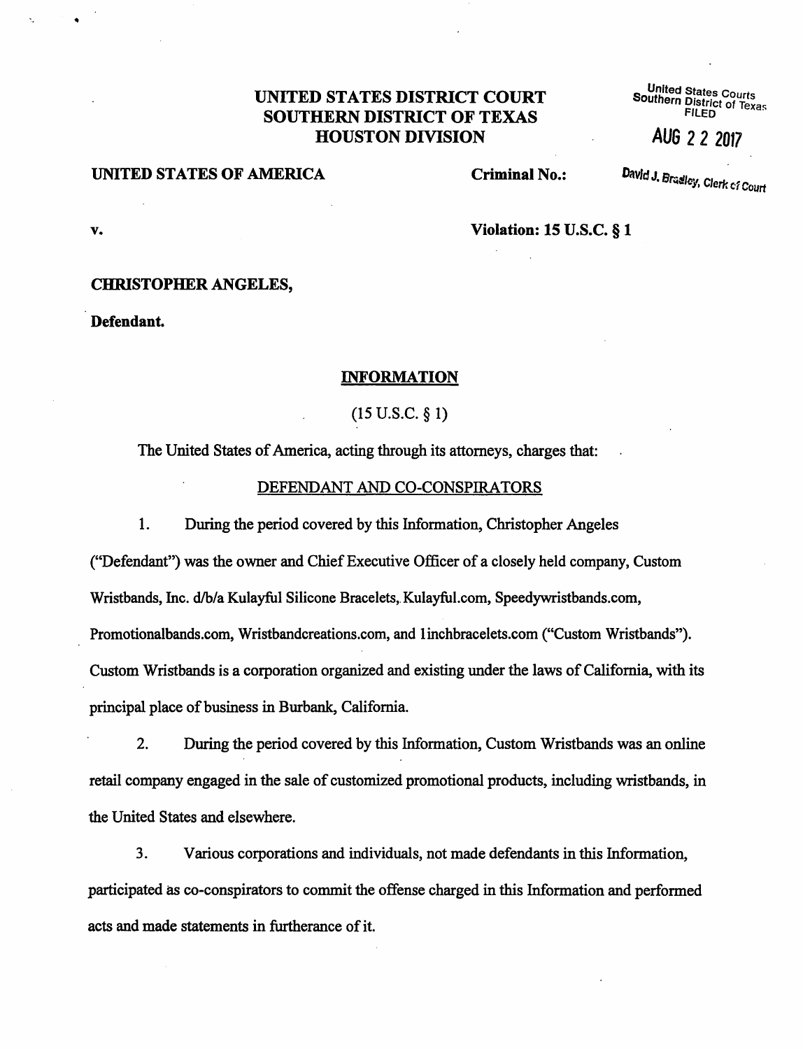**UNITED STATES DISTRICT COURT**
**SOUTHERN DISTRICT OF TEXAS**
**HOUSTON DIVISION**

United States Courts
Southern District of Texas
FILED

AUG 2 2 2017

David J. Bradley, Clerk of Court

**UNITED STATES OF AMERICA** **Criminal No.:**

**v.** **Violation: 15 U.S.C. § 1**

**CHRISTOPHER ANGELES,**

**Defendant.**

## INFORMATION

(15 U.S.C. § 1)

The United States of America, acting through its attorneys, charges that:

DEFENDANT AND CO-CONSPIRATORS

1. During the period covered by this Information, Christopher Angeles ("Defendant") was the owner and Chief Executive Officer of a closely held company, Custom Wristbands, Inc. d/b/a Kulayful Silicone Bracelets, Kulayful.com, Speedywristbands.com, Promotionalbands.com, Wristbandcreations.com, and 1inchbracelets.com ("Custom Wristbands"). Custom Wristbands is a corporation organized and existing under the laws of California, with its principal place of business in Burbank, California.

2. During the period covered by this Information, Custom Wristbands was an online retail company engaged in the sale of customized promotional products, including wristbands, in the United States and elsewhere.

3. Various corporations and individuals, not made defendants in this Information, participated as co-conspirators to commit the offense charged in this Information and performed acts and made statements in furtherance of it.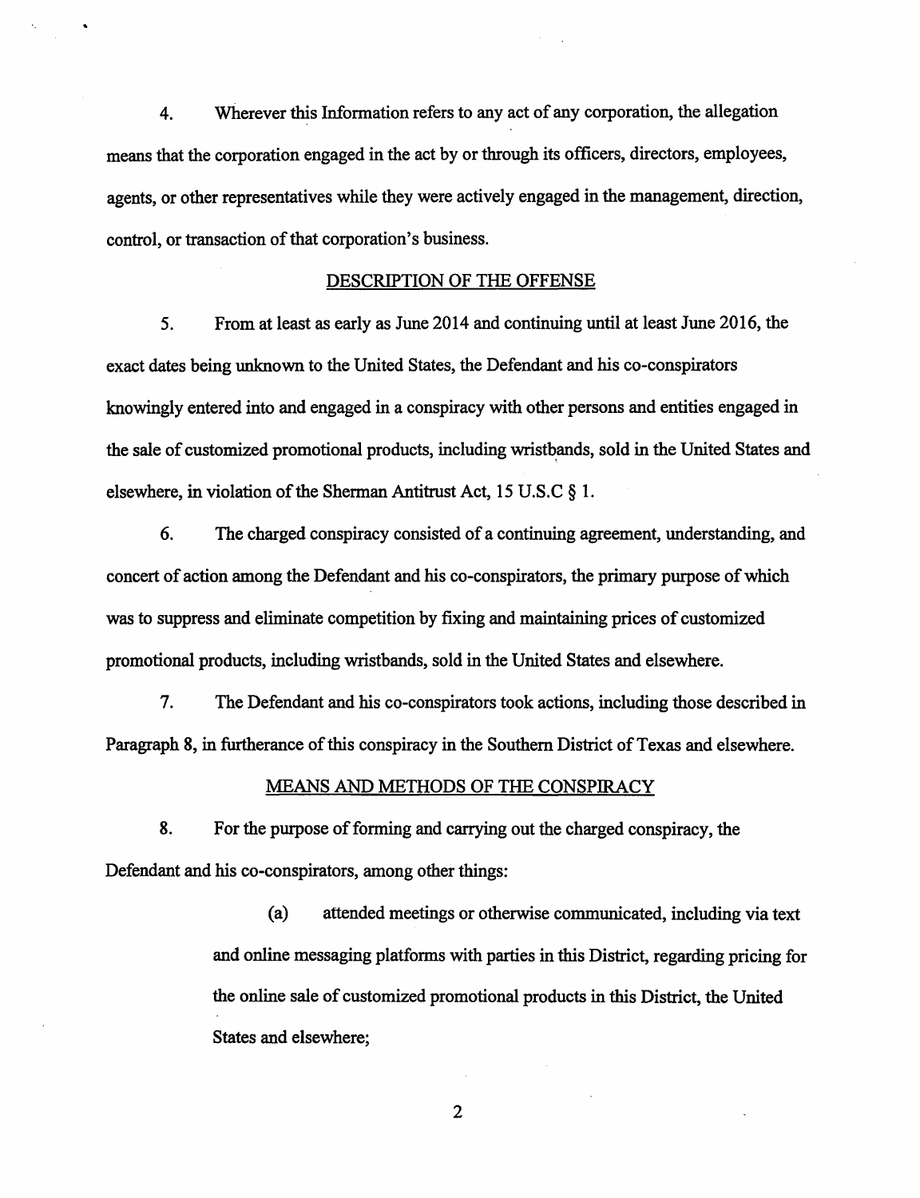4. Wherever this Information refers to any act of any corporation, the allegation means that the corporation engaged in the act by or through its officers, directors, employees, agents, or other representatives while they were actively engaged in the management, direction, control, or transaction of that corporation's business.

## DESCRIPTION OF THE OFFENSE

5. From at least as early as June 2014 and continuing until at least June 2016, the exact dates being unknown to the United States, the Defendant and his co-conspirators knowingly entered into and engaged in a conspiracy with other persons and entities engaged in the sale of customized promotional products, including wristbands, sold in the United States and elsewhere, in violation of the Sherman Antitrust Act, 15 U.S.C § 1.

6. The charged conspiracy consisted of a continuing agreement, understanding, and concert of action among the Defendant and his co-conspirators, the primary purpose of which was to suppress and eliminate competition by fixing and maintaining prices of customized promotional products, including wristbands, sold in the United States and elsewhere.

7. The Defendant and his co-conspirators took actions, including those described in Paragraph 8, in furtherance of this conspiracy in the Southern District of Texas and elsewhere.

## MEANS AND METHODS OF THE CONSPIRACY

8. For the purpose of forming and carrying out the charged conspiracy, the Defendant and his co-conspirators, among other things:

> (a) attended meetings or otherwise communicated, including via text and online messaging platforms with parties in this District, regarding pricing for the online sale of customized promotional products in this District, the United States and elsewhere;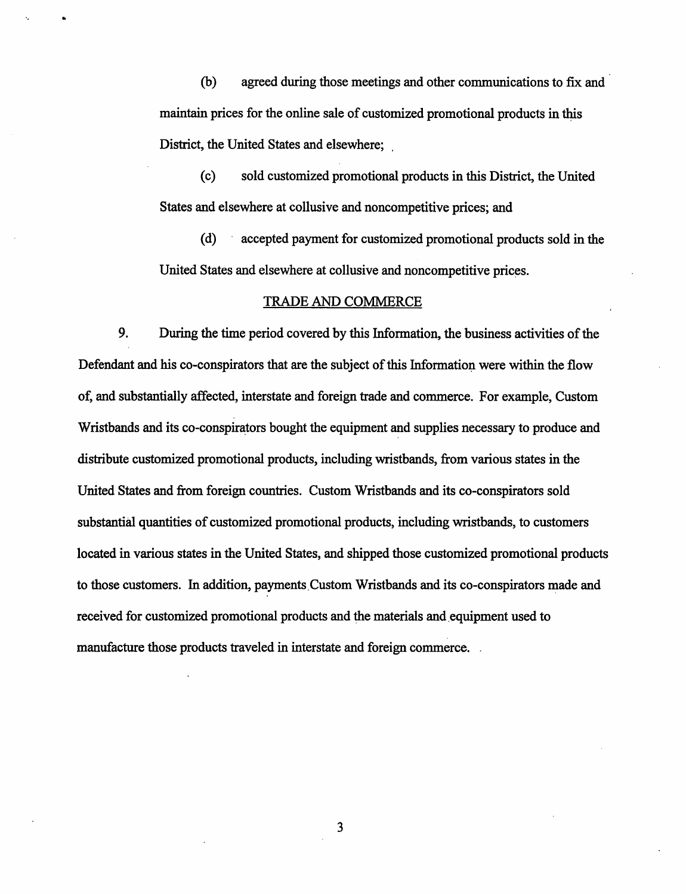(b) agreed during those meetings and other communications to fix and maintain prices for the online sale of customized promotional products in this District, the United States and elsewhere;

(c) sold customized promotional products in this District, the United States and elsewhere at collusive and noncompetitive prices; and

(d) accepted payment for customized promotional products sold in the United States and elsewhere at collusive and noncompetitive prices.

## TRADE AND COMMERCE

9. During the time period covered by this Information, the business activities of the Defendant and his co-conspirators that are the subject of this Information were within the flow of, and substantially affected, interstate and foreign trade and commerce. For example, Custom Wristbands and its co-conspirators bought the equipment and supplies necessary to produce and distribute customized promotional products, including wristbands, from various states in the United States and from foreign countries. Custom Wristbands and its co-conspirators sold substantial quantities of customized promotional products, including wristbands, to customers located in various states in the United States, and shipped those customized promotional products to those customers. In addition, payments Custom Wristbands and its co-conspirators made and received for customized promotional products and the materials and equipment used to manufacture those products traveled in interstate and foreign commerce.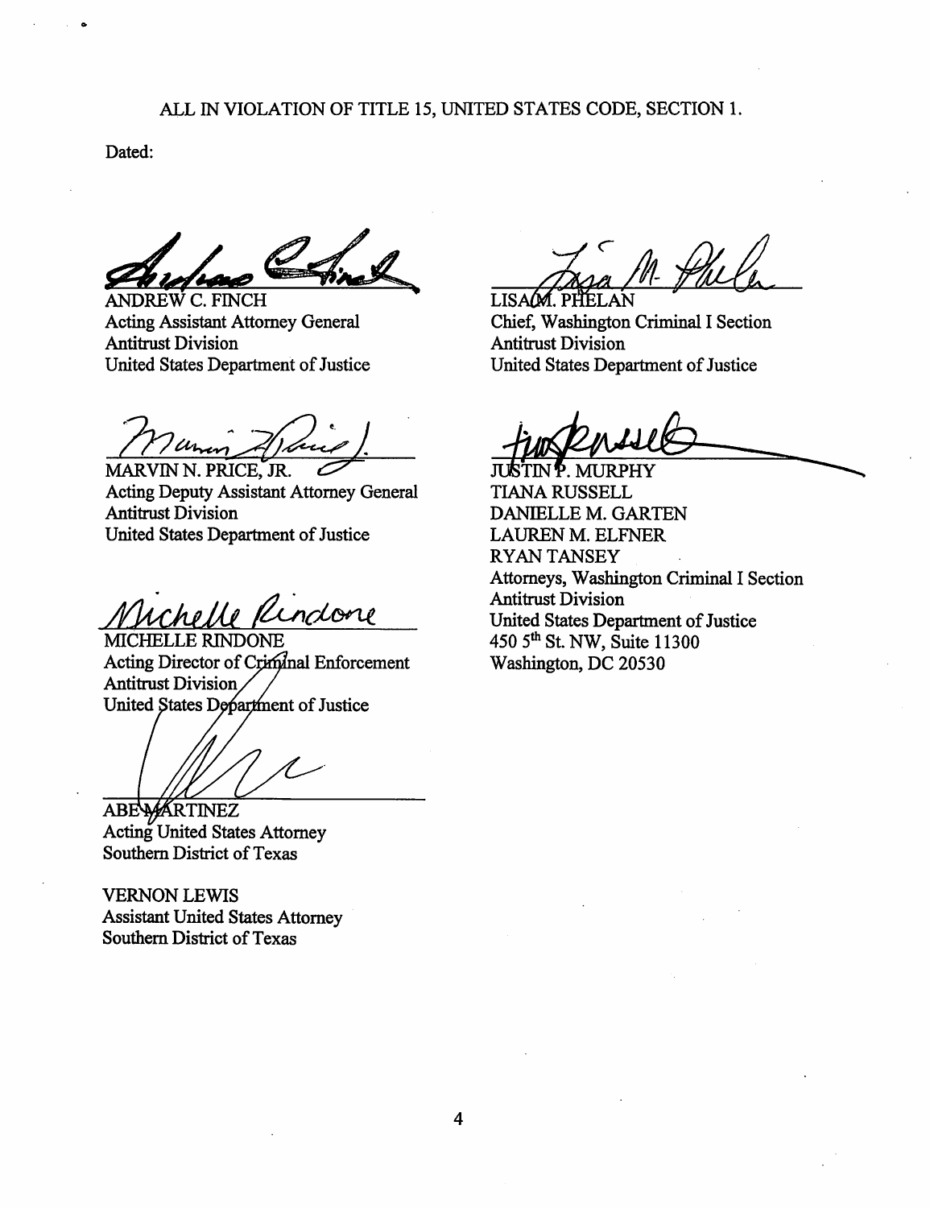ALL IN VIOLATION OF TITLE 15, UNITED STATES CODE, SECTION 1.

Dated:

ANDREW C. FINCH
Acting Assistant Attorney General
Antitrust Division
United States Department of Justice

MARVIN N. PRICE, JR.
Acting Deputy Assistant Attorney General
Antitrust Division
United States Department of Justice

MICHELLE RINDONE
Acting Director of Criminal Enforcement
Antitrust Division
United States Department of Justice

ABE MARTINEZ
Acting United States Attorney
Southern District of Texas

VERNON LEWIS
Assistant United States Attorney
Southern District of Texas

LISA M. PHELAN
Chief, Washington Criminal I Section
Antitrust Division
United States Department of Justice

JUSTIN P. MURPHY
TIANA RUSSELL
DANIELLE M. GARTEN
LAUREN M. ELFNER
RYAN TANSEY
Attorneys, Washington Criminal I Section
Antitrust Division
United States Department of Justice
450 5th St. NW, Suite 11300
Washington, DC 20530